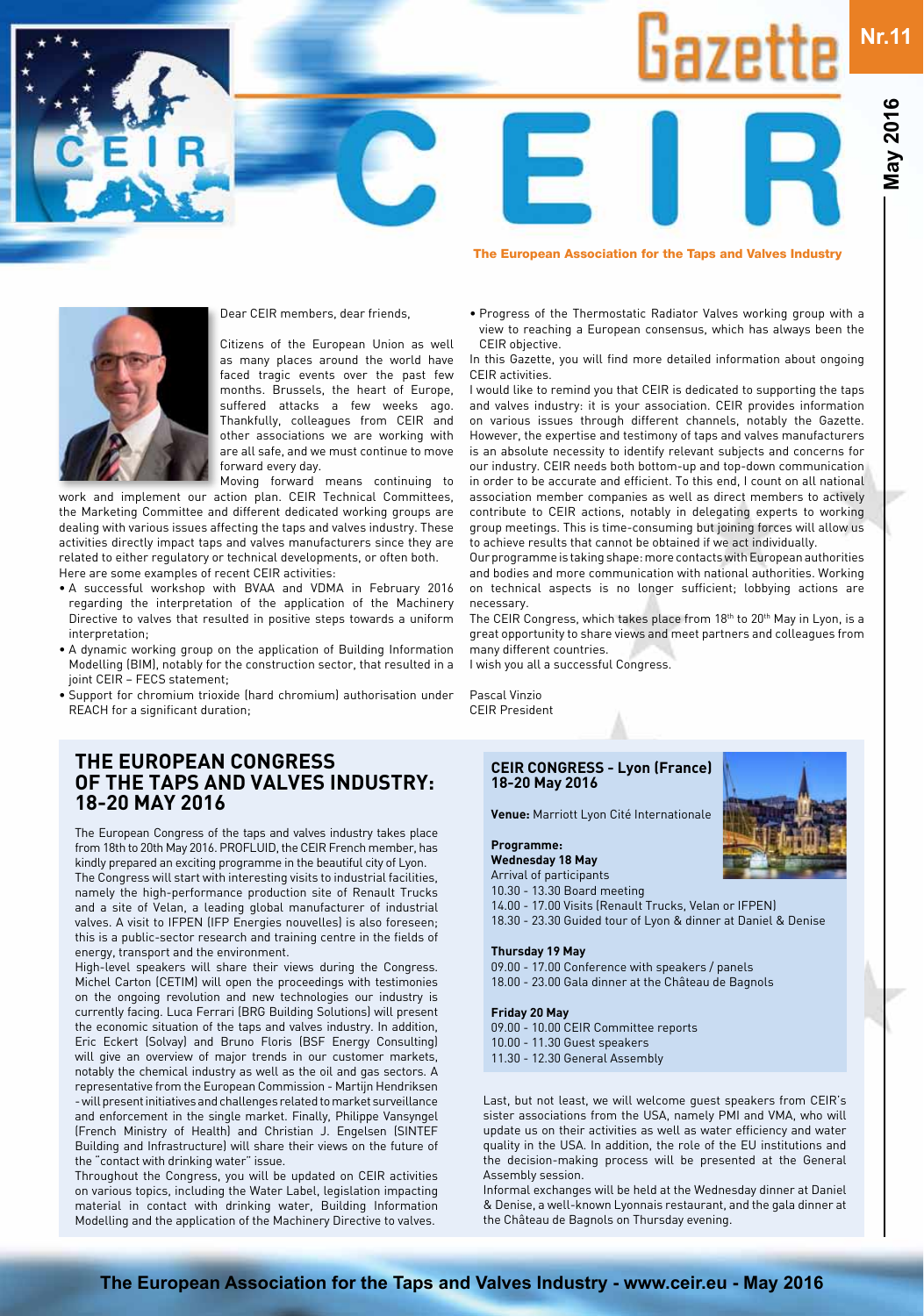# CEIR Gazette

**Nr.11 — May 2016**

The European Association for the Taps and Valves Industry

Dear CEIR members, dear friends,

Citizens of the European Union as well as many places around the world have faced tragic events over the past few months. Brussels, the heart of Europe, suffered attacks a few weeks ago. Thankfully, colleagues from CEIR and other associations we are working with are all safe, and we must continue to move forward every day.

Moving forward means continuing to work and implement our action plan. CEIR Technical Committees, the Marketing Committee and different dedicated working groups are dealing with various issues affecting the taps and valves industry. These activities directly impact taps and valves manufacturers since they are related to either regulatory or technical developments, or often both. Here are some examples of recent CEIR activities:

- A successful workshop with BVAA and VDMA in February 2016 regarding the interpretation of the application of the Machinery Directive to valves that resulted in positive steps towards a uniform interpretation;
- A dynamic working group on the application of Building Information Modelling (BIM), notably for the construction sector, that resulted in a joint CEIR – FECS statement;
- Support for chromium trioxide (hard chromium) authorisation under REACH for a significant duration;
- Progress of the Thermostatic Radiator Valves working group with a view to reaching a European consensus, which has always been the CEIR objective.

In this Gazette, you will find more detailed information about ongoing CEIR activities.

I would like to remind you that CEIR is dedicated to supporting the taps and valves industry: it is your association. CEIR provides information on various issues through different channels, notably the Gazette. However, the expertise and testimony of taps and valves manufacturers is an absolute necessity to identify relevant subjects and concerns for our industry. CEIR needs both bottom-up and top-down communication in order to be accurate and efficient. To this end, I count on all national association member companies as well as direct members to actively contribute to CEIR actions, notably in delegating experts to working group meetings. This is time-consuming but joining forces will allow us to achieve results that cannot be obtained if we act individually.

Our programme is taking shape: more contacts with European authorities and bodies and more communication with national authorities. Working on technical aspects is no longer sufficient; lobbying actions are necessary.

The CEIR Congress, which takes place from 18th to 20th May in Lyon, is a great opportunity to share views and meet partners and colleagues from many different countries.

I wish you all a successful Congress.

Pascal Vinzio
CEIR President

## THE EUROPEAN CONGRESS OF THE TAPS AND VALVES INDUSTRY: 18-20 MAY 2016

The European Congress of the taps and valves industry takes place from 18th to 20th May 2016. PROFLUID, the CEIR French member, has kindly prepared an exciting programme in the beautiful city of Lyon.

The Congress will start with interesting visits to industrial facilities, namely the high-performance production site of Renault Trucks and a site of Velan, a leading global manufacturer of industrial valves. A visit to IFPEN (IFP Energies nouvelles) is also foreseen; this is a public-sector research and training centre in the fields of energy, transport and the environment.

High-level speakers will share their views during the Congress. Michel Carton (CETIM) will open the proceedings with testimonies on the ongoing revolution and new technologies our industry is currently facing. Luca Ferrari (BRG Building Solutions) will present the economic situation of the taps and valves industry. In addition, Eric Eckert (Solvay) and Bruno Floris (BSF Energy Consulting) will give an overview of major trends in our customer markets, notably the chemical industry as well as the oil and gas sectors. A representative from the European Commission - Martijn Hendriksen - will present initiatives and challenges related to market surveillance and enforcement in the single market. Finally, Philippe Vansyngel (French Ministry of Health) and Christian J. Engelsen (SINTEF Building and Infrastructure) will share their views on the future of the "contact with drinking water" issue.

Throughout the Congress, you will be updated on CEIR activities on various topics, including the Water Label, legislation impacting material in contact with drinking water, Building Information Modelling and the application of the Machinery Directive to valves.

### CEIR CONGRESS - Lyon (France) 18-20 May 2016

**Venue:** Marriott Lyon Cité Internationale

**Programme:**

**Wednesday 18 May**
Arrival of participants
10.30 - 13.30 Board meeting
14.00 - 17.00 Visits (Renault Trucks, Velan or IFPEN)
18.30 - 23.30 Guided tour of Lyon & dinner at Daniel & Denise

**Thursday 19 May**
09.00 - 17.00 Conference with speakers / panels
18.00 - 23.00 Gala dinner at the Château de Bagnols

**Friday 20 May**
09.00 - 10.00 CEIR Committee reports
10.00 - 11.30 Guest speakers
11.30 - 12.30 General Assembly

Last, but not least, we will welcome guest speakers from CEIR's sister associations from the USA, namely PMI and VMA, who will update us on their activities as well as water efficiency and water quality in the USA. In addition, the role of the EU institutions and the decision-making process will be presented at the General Assembly session.

Informal exchanges will be held at the Wednesday dinner at Daniel & Denise, a well-known Lyonnais restaurant, and the gala dinner at the Château de Bagnols on Thursday evening.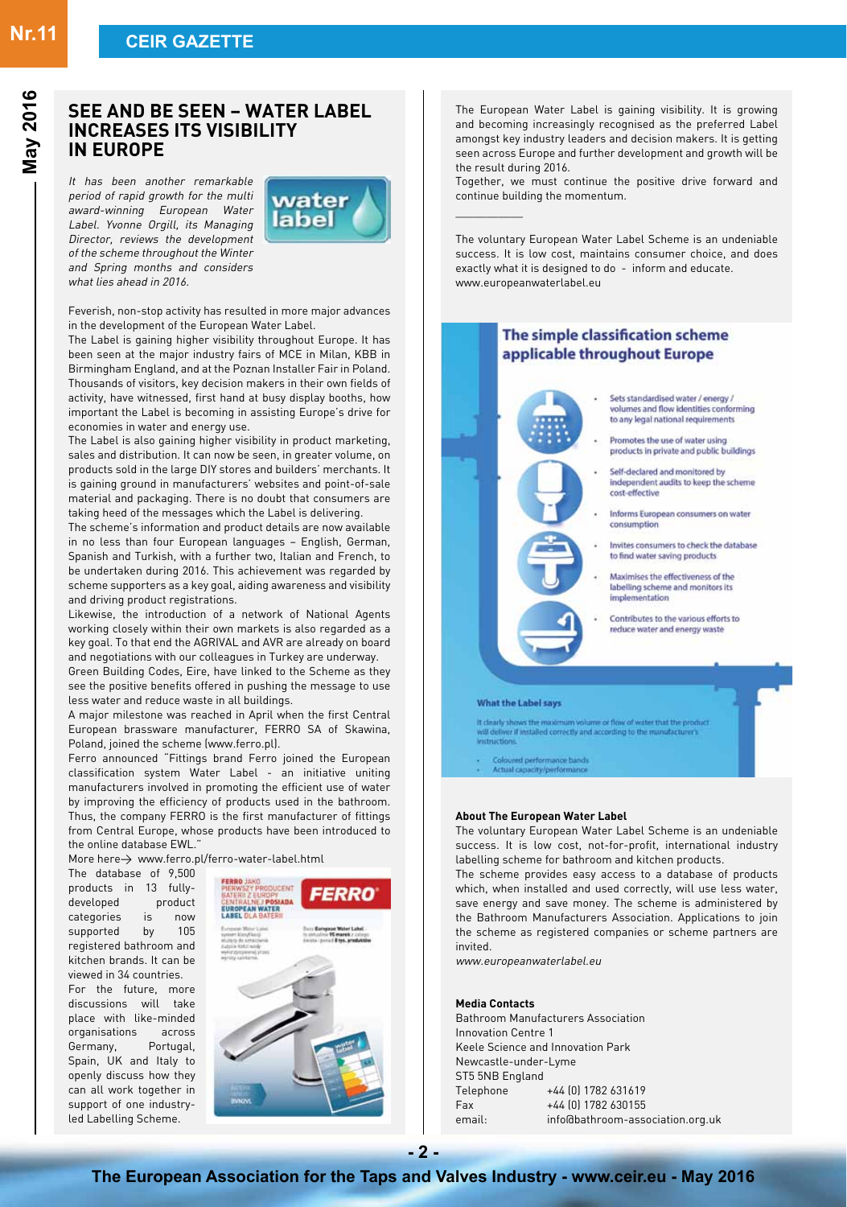# SEE AND BE SEEN – WATER LABEL INCREASES ITS VISIBILITY IN EUROPE

*It has been another remarkable period of rapid growth for the multi award-winning European Water Label. Yvonne Orgill, its Managing Director, reviews the development of the scheme throughout the Winter and Spring months and considers what lies ahead in 2016.*

Feverish, non-stop activity has resulted in more major advances in the development of the European Water Label.

The Label is gaining higher visibility throughout Europe. It has been seen at the major industry fairs of MCE in Milan, KBB in Birmingham England, and at the Poznan Installer Fair in Poland. Thousands of visitors, key decision makers in their own fields of activity, have witnessed, first hand at busy display booths, how important the Label is becoming in assisting Europe's drive for economies in water and energy use.

The Label is also gaining higher visibility in product marketing, sales and distribution. It can now be seen, in greater volume, on products sold in the large DIY stores and builders' merchants. It is gaining ground in manufacturers' websites and point-of-sale material and packaging. There is no doubt that consumers are taking heed of the messages which the Label is delivering.

The scheme's information and product details are now available in no less than four European languages – English, German, Spanish and Turkish, with a further two, Italian and French, to be undertaken during 2016. This achievement was regarded by scheme supporters as a key goal, aiding awareness and visibility and driving product registrations.

Likewise, the introduction of a network of National Agents working closely within their own markets is also regarded as a key goal. To that end the AGRIVAL and AVR are already on board and negotiations with our colleagues in Turkey are underway.

Green Building Codes, Eire, have linked to the Scheme as they see the positive benefits offered in pushing the message to use less water and reduce waste in all buildings.

A major milestone was reached in April when the first Central European brassware manufacturer, FERRO SA of Skawina, Poland, joined the scheme (www.ferro.pl).

Ferro announced "Fittings brand Ferro joined the European classification system Water Label - an initiative uniting manufacturers involved in promoting the efficient use of water by improving the efficiency of products used in the bathroom. Thus, the company FERRO is the first manufacturer of fittings from Central Europe, whose products have been introduced to the online database EWL."

More here→ www.ferro.pl/ferro-water-label.html

The database of 9,500 products in 13 fully-developed product categories is now supported by 105 registered bathroom and kitchen brands. It can be viewed in 34 countries.

For the future, more discussions will take place with like-minded organisations across Germany, Portugal, Spain, UK and Italy to openly discuss how they can all work together in support of one industry-led Labelling Scheme.

The European Water Label is gaining visibility. It is growing and becoming increasingly recognised as the preferred Label amongst key industry leaders and decision makers. It is getting seen across Europe and further development and growth will be the result during 2016.

Together, we must continue the positive drive forward and continue building the momentum.

---

The voluntary European Water Label Scheme is an undeniable success. It is low cost, maintains consumer choice, and does exactly what it is designed to do - inform and educate.
www.europeanwaterlabel.eu

## The simple classification scheme applicable throughout Europe

- Sets standardised water / energy / volumes and flow identities conforming to any legal national requirements
- Promotes the use of water using products in private and public buildings
- Self-declared and monitored by independent audits to keep the scheme cost-effective
- Informs European consumers on water consumption
- Invites consumers to check the database to find water saving products
- Maximises the effectiveness of the labelling scheme and monitors its implementation
- Contributes to the various efforts to reduce water and energy waste

**What the Label says**

It clearly shows the maximum volume or flow of water that the product will deliver if installed correctly and according to the manufacturer's instructions.

- Coloured performance bands
- Actual capacity/performance

**About The European Water Label**

The voluntary European Water Label Scheme is an undeniable success. It is low cost, not-for-profit, international industry labelling scheme for bathroom and kitchen products.

The scheme provides easy access to a database of products which, when installed and used correctly, will use less water, save energy and save money. The scheme is administered by the Bathroom Manufacturers Association. Applications to join the scheme as registered companies or scheme partners are invited.

*www.europeanwaterlabel.eu*

**Media Contacts**

Bathroom Manufacturers Association
Innovation Centre 1
Keele Science and Innovation Park
Newcastle-under-Lyme
ST5 5NB England
Telephone +44 (0) 1782 631619
Fax +44 (0) 1782 630155
email: info@bathroom-association.org.uk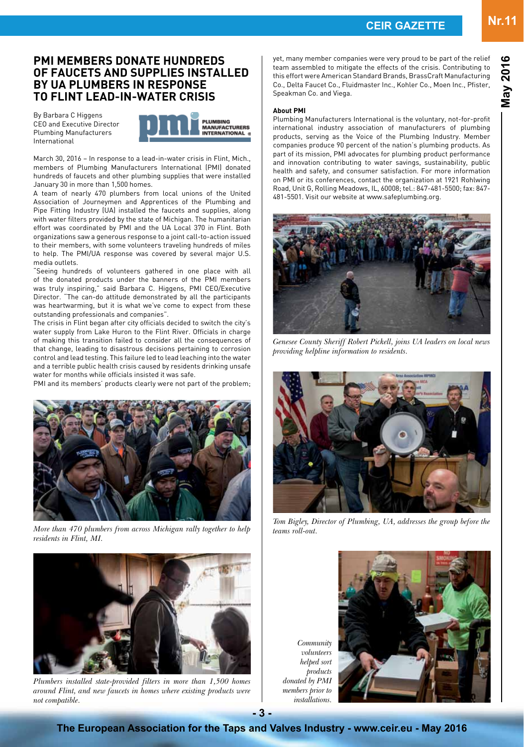## PMI MEMBERS DONATE HUNDREDS OF FAUCETS AND SUPPLIES INSTALLED BY UA PLUMBERS IN RESPONSE TO FLINT LEAD-IN-WATER CRISIS

By Barbara C Higgens
CEO and Executive Director
Plumbing Manufacturers International

March 30, 2016 – In response to a lead-in-water crisis in Flint, Mich., members of Plumbing Manufacturers International (PMI) donated hundreds of faucets and other plumbing supplies that were installed January 30 in more than 1,500 homes.

A team of nearly 470 plumbers from local unions of the United Association of Journeymen and Apprentices of the Plumbing and Pipe Fitting Industry (UA) installed the faucets and supplies, along with water filters provided by the state of Michigan. The humanitarian effort was coordinated by PMI and the UA Local 370 in Flint. Both organizations saw a generous response to a joint call-to-action issued to their members, with some volunteers traveling hundreds of miles to help. The PMI/UA response was covered by several major U.S. media outlets.

"Seeing hundreds of volunteers gathered in one place with all of the donated products under the banners of the PMI members was truly inspiring," said Barbara C. Higgens, PMI CEO/Executive Director. "The can-do attitude demonstrated by all the participants was heartwarming, but it is what we've come to expect from these outstanding professionals and companies".

The crisis in Flint began after city officials decided to switch the city's water supply from Lake Huron to the Flint River. Officials in charge of making this transition failed to consider all the consequences of that change, leading to disastrous decisions pertaining to corrosion control and lead testing. This failure led to lead leaching into the water and a terrible public health crisis caused by residents drinking unsafe water for months while officials insisted it was safe.

PMI and its members' products clearly were not part of the problem; yet, many member companies were very proud to be part of the relief team assembled to mitigate the effects of the crisis. Contributing to this effort were American Standard Brands, BrassCraft Manufacturing Co., Delta Faucet Co., Fluidmaster Inc., Kohler Co., Moen Inc., Pfister, Speakman Co. and Viega.

*More than 470 plumbers from across Michigan rally together to help residents in Flint, MI.*

*Plumbers installed state-provided filters in more than 1,500 homes around Flint, and new faucets in homes where existing products were not compatible.*

**About PMI**

Plumbing Manufacturers International is the voluntary, not-for-profit international industry association of manufacturers of plumbing products, serving as the Voice of the Plumbing Industry. Member companies produce 90 percent of the nation's plumbing products. As part of its mission, PMI advocates for plumbing product performance and innovation contributing to water savings, sustainability, public health and safety, and consumer satisfaction. For more information on PMI or its conferences, contact the organization at 1921 Rohlwing Road, Unit G, Rolling Meadows, IL, 60008; tel.: 847-481-5500; fax: 847-481-5501. Visit our website at www.safeplumbing.org.

*Genesee County Sheriff Robert Pickell, joins UA leaders on local news providing helpline information to residents.*

*Tom Bigley, Director of Plumbing, UA, addresses the group before the teams roll-out.*

*Community volunteers helped sort products donated by PMI members prior to installations.*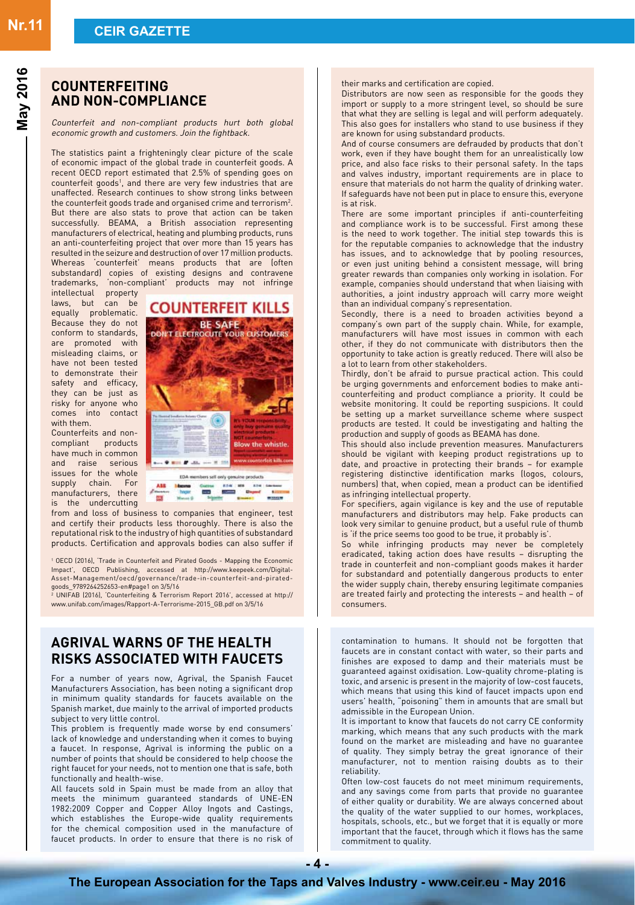## COUNTERFEITING AND NON-COMPLIANCE

*Counterfeit and non-compliant products hurt both global economic growth and customers. Join the fightback.*

The statistics paint a frighteningly clear picture of the scale of economic impact of the global trade in counterfeit goods. A recent OECD report estimated that 2.5% of spending goes on counterfeit goods[1], and there are very few industries that are unaffected. Research continues to show strong links between the counterfeit goods trade and organised crime and terrorism[2]. But there are also stats to prove that action can be taken successfully. BEAMA, a British association representing manufacturers of electrical, heating and plumbing products, runs an anti-counterfeiting project that over more than 15 years has resulted in the seizure and destruction of over 17 million products. Whereas 'counterfeit' means products that are (often substandard) copies of existing designs and contravene trademarks, 'non-compliant' products may not infringe intellectual property laws, but can be equally problematic. Because they do not conform to standards, are promoted with misleading claims, or have not been tested to demonstrate their safety and efficacy, they can be just as risky for anyone who comes into contact with them.

Counterfeits and non-compliant products have much in common and raise serious issues for the whole supply chain. For manufacturers, there is the undercutting from and loss of business to companies that engineer, test and certify their products less thoroughly. There is also the reputational risk to the industry of high quantities of substandard products. Certification and approvals bodies can also suffer if their marks and certification are copied.

Distributors are now seen as responsible for the goods they import or supply to a more stringent level, so should be sure that what they are selling is legal and will perform adequately. This also goes for installers who stand to use business if they are known for using substandard products.

And of course consumers are defrauded by products that don't work, even if they have bought them for an unrealistically low price, and also face risks to their personal safety. In the taps and valves industry, important requirements are in place to ensure that materials do not harm the quality of drinking water. If safeguards have not been put in place to ensure this, everyone is at risk.

There are some important principles if anti-counterfeiting and compliance work is to be successful. First among these is the need to work together. The initial step towards this is for the reputable companies to acknowledge that the industry has issues, and to acknowledge that by pooling resources, or even just uniting behind a consistent message, will bring greater rewards than companies only working in isolation. For example, companies should understand that when liaising with authorities, a joint industry approach will carry more weight than an individual company's representation.

Secondly, there is a need to broaden activities beyond a company's own part of the supply chain. While, for example, manufacturers will have most issues in common with each other, if they do not communicate with distributors then the opportunity to take action is greatly reduced. There will also be a lot to learn from other stakeholders.

Thirdly, don't be afraid to pursue practical action. This could be urging governments and enforcement bodies to make anti-counterfeiting and product compliance a priority. It could be website monitoring. It could be reporting suspicions. It could be setting up a market surveillance scheme where suspect products are tested. It could be investigating and halting the production and supply of goods as BEAMA has done.

This should also include prevention measures. Manufacturers should be vigilant with keeping product registrations up to date, and proactive in protecting their brands – for example registering distinctive identification marks (logos, colours, numbers) that, when copied, mean a product can be identified as infringing intellectual property.

For specifiers, again vigilance is key and the use of reputable manufacturers and distributors may help. Fake products can look very similar to genuine product, but a useful rule of thumb is 'if the price seems too good to be true, it probably is'.

So while infringing products may never be completely eradicated, taking action does have results – disrupting the trade in counterfeit and non-compliant goods makes it harder for substandard and potentially dangerous products to enter the wider supply chain, thereby ensuring legitimate companies are treated fairly and protecting the interests – and health – of consumers.

[1] OECD (2016), 'Trade in Counterfeit and Pirated Goods - Mapping the Economic Impact', OECD Publishing, accessed at http://www.keepeek.com/Digital-Asset-Management/oecd/governance/trade-in-counterfeit-and-pirated-goods_9789264252653-en#page1 on 3/5/16

[2] UNIFAB (2016), 'Counterfeiting & Terrorism Report 2016', accessed at http://www.unifab.com/images/Rapport-A-Terrorisme-2015_GB.pdf on 3/5/16

## AGRIVAL WARNS OF THE HEALTH RISKS ASSOCIATED WITH FAUCETS

For a number of years now, Agrival, the Spanish Faucet Manufacturers Association, has been noting a significant drop in minimum quality standards for faucets available on the Spanish market, due mainly to the arrival of imported products subject to very little control.

This problem is frequently made worse by end consumers' lack of knowledge and understanding when it comes to buying a faucet. In response, Agrival is informing the public on a number of points that should be considered to help choose the right faucet for your needs, not to mention one that is safe, both functionally and health-wise.

All faucets sold in Spain must be made from an alloy that meets the minimum guaranteed standards of UNE-EN 1982:2009 Copper and Copper Alloy Ingots and Castings, which establishes the Europe-wide quality requirements for the chemical composition used in the manufacture of faucet products. In order to ensure that there is no risk of contamination to humans. It should not be forgotten that faucets are in constant contact with water, so their parts and finishes are exposed to damp and their materials must be guaranteed against oxidisation. Low-quality chrome-plating is toxic, and arsenic is present in the majority of low-cost faucets, which means that using this kind of faucet impacts upon end users' health, "poisoning" them in amounts that are small but admissible in the European Union.

It is important to know that faucets do not carry CE conformity marking, which means that any such products with the mark found on the market are misleading and have no guarantee of quality. They simply betray the great ignorance of their manufacturer, not to mention raising doubts as to their reliability.

Often low-cost faucets do not meet minimum requirements, and any savings come from parts that provide no guarantee of either quality or durability. We are always concerned about the quality of the water supplied to our homes, workplaces, hospitals, schools, etc., but we forget that it is equally or more important that the faucet, through which it flows has the same commitment to quality.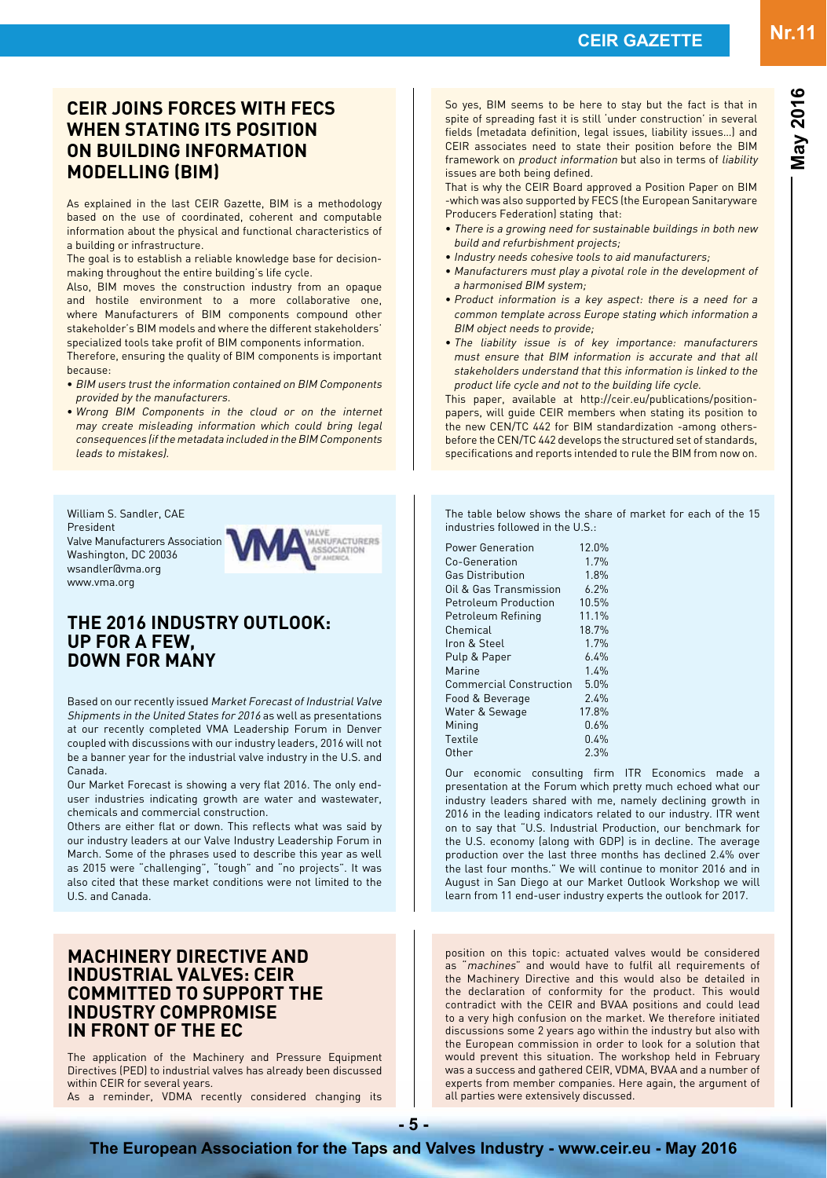## CEIR JOINS FORCES WITH FECS WHEN STATING ITS POSITION ON BUILDING INFORMATION MODELLING (BIM)

As explained in the last CEIR Gazette, BIM is a methodology based on the use of coordinated, coherent and computable information about the physical and functional characteristics of a building or infrastructure.

The goal is to establish a reliable knowledge base for decision-making throughout the entire building's life cycle.

Also, BIM moves the construction industry from an opaque and hostile environment to a more collaborative one, where Manufacturers of BIM components compound other stakeholder's BIM models and where the different stakeholders' specialized tools take profit of BIM components information.

Therefore, ensuring the quality of BIM components is important because:

- *BIM users trust the information contained on BIM Components provided by the manufacturers.*
- *Wrong BIM Components in the cloud or on the internet may create misleading information which could bring legal consequences (if the metadata included in the BIM Components leads to mistakes).*

So yes, BIM seems to be here to stay but the fact is that in spite of spreading fast it is still 'under construction' in several fields (metadata definition, legal issues, liability issues…) and CEIR associates need to state their position before the BIM framework on *product information* but also in terms of *liability* issues are both being defined.

That is why the CEIR Board approved a Position Paper on BIM -which was also supported by FECS (the European Sanitaryware Producers Federation) stating that:

- *There is a growing need for sustainable buildings in both new build and refurbishment projects;*
- *Industry needs cohesive tools to aid manufacturers;*
- *Manufacturers must play a pivotal role in the development of a harmonised BIM system;*
- *Product information is a key aspect: there is a need for a common template across Europe stating which information a BIM object needs to provide;*
- *The liability issue is of key importance: manufacturers must ensure that BIM information is accurate and that all stakeholders understand that this information is linked to the product life cycle and not to the building life cycle.*

This paper, available at http://ceir.eu/publications/position-papers, will guide CEIR members when stating its position to the new CEN/TC 442 for BIM standardization -among others-before the CEN/TC 442 develops the structured set of standards, specifications and reports intended to rule the BIM from now on.

William S. Sandler, CAE
President
Valve Manufacturers Association
Washington, DC 20036
wsandler@vma.org
www.vma.org

## THE 2016 INDUSTRY OUTLOOK: UP FOR A FEW, DOWN FOR MANY

Based on our recently issued *Market Forecast of Industrial Valve Shipments in the United States for 2016* as well as presentations at our recently completed VMA Leadership Forum in Denver coupled with discussions with our industry leaders, 2016 will not be a banner year for the industrial valve industry in the U.S. and Canada.

Our Market Forecast is showing a very flat 2016. The only end-user industries indicating growth are water and wastewater, chemicals and commercial construction.

Others are either flat or down. This reflects what was said by our industry leaders at our Valve Industry Leadership Forum in March. Some of the phrases used to describe this year as well as 2015 were "challenging", "tough" and "no projects". It was also cited that these market conditions were not limited to the U.S. and Canada.

The table below shows the share of market for each of the 15 industries followed in the U.S.:

| Industry | Share |
|---|---|
| Power Generation | 12.0% |
| Co-Generation | 1.7% |
| Gas Distribution | 1.8% |
| Oil & Gas Transmission | 6.2% |
| Petroleum Production | 10.5% |
| Petroleum Refining | 11.1% |
| Chemical | 18.7% |
| Iron & Steel | 1.7% |
| Pulp & Paper | 6.4% |
| Marine | 1.4% |
| Commercial Construction | 5.0% |
| Food & Beverage | 2.4% |
| Water & Sewage | 17.8% |
| Mining | 0.6% |
| Textile | 0.4% |
| Other | 2.3% |

Our economic consulting firm ITR Economics made a presentation at the Forum which pretty much echoed what our industry leaders shared with me, namely declining growth in 2016 in the leading indicators related to our industry. ITR went on to say that "U.S. Industrial Production, our benchmark for the U.S. economy (along with GDP) is in decline. The average production over the last three months has declined 2.4% over the last four months." We will continue to monitor 2016 and in August in San Diego at our Market Outlook Workshop we will learn from 11 end-user industry experts the outlook for 2017.

## MACHINERY DIRECTIVE AND INDUSTRIAL VALVES: CEIR COMMITTED TO SUPPORT THE INDUSTRY COMPROMISE IN FRONT OF THE EC

The application of the Machinery and Pressure Equipment Directives (PED) to industrial valves has already been discussed within CEIR for several years.

As a reminder, VDMA recently considered changing its position on this topic: actuated valves would be considered as "*machines*" and would have to fulfil all requirements of the Machinery Directive and this would also be detailed in the declaration of conformity for the product. This would contradict with the CEIR and BVAA positions and could lead to a very high confusion on the market. We therefore initiated discussions some 2 years ago within the industry but also with the European commission in order to look for a solution that would prevent this situation. The workshop held in February was a success and gathered CEIR, VDMA, BVAA and a number of experts from member companies. Here again, the argument of all parties were extensively discussed.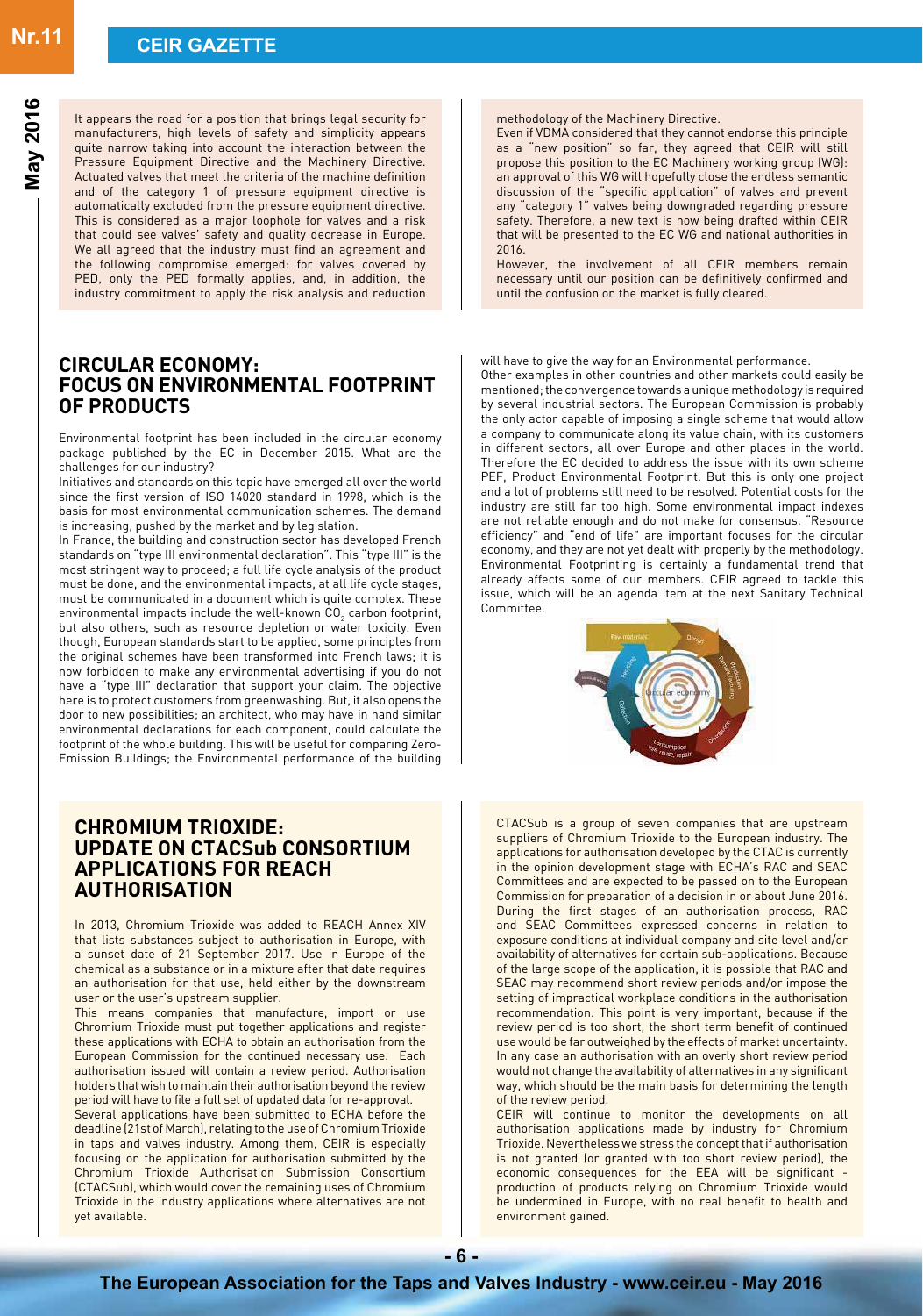It appears the road for a position that brings legal security for manufacturers, high levels of safety and simplicity appears quite narrow taking into account the interaction between the Pressure Equipment Directive and the Machinery Directive. Actuated valves that meet the criteria of the machine definition and of the category 1 of pressure equipment directive is automatically excluded from the pressure equipment directive. This is considered as a major loophole for valves and a risk that could see valves' safety and quality decrease in Europe. We all agreed that the industry must find an agreement and the following compromise emerged: for valves covered by PED, only the PED formally applies, and, in addition, the industry commitment to apply the risk analysis and reduction methodology of the Machinery Directive.

Even if VDMA considered that they cannot endorse this principle as a "new position" so far, they agreed that CEIR will still propose this position to the EC Machinery working group (WG): an approval of this WG will hopefully close the endless semantic discussion of the "specific application" of valves and prevent any "category 1" valves being downgraded regarding pressure safety. Therefore, a new text is now being drafted within CEIR that will be presented to the EC WG and national authorities in 2016.

However, the involvement of all CEIR members remain necessary until our position can be definitively confirmed and until the confusion on the market is fully cleared.

## CIRCULAR ECONOMY: FOCUS ON ENVIRONMENTAL FOOTPRINT OF PRODUCTS

Environmental footprint has been included in the circular economy package published by the EC in December 2015. What are the challenges for our industry?

Initiatives and standards on this topic have emerged all over the world since the first version of ISO 14020 standard in 1998, which is the basis for most environmental communication schemes. The demand is increasing, pushed by the market and by legislation.

In France, the building and construction sector has developed French standards on "type III environmental declaration". This "type III" is the most stringent way to proceed; a full life cycle analysis of the product must be done, and the environmental impacts, at all life cycle stages, must be communicated in a document which is quite complex. These environmental impacts include the well-known $CO_2$ carbon footprint, but also others, such as resource depletion or water toxicity. Even though, European standards start to be applied, some principles from the original schemes have been transformed into French laws; it is now forbidden to make any environmental advertising if you do not have a "type III" declaration that support your claim. The objective here is to protect customers from greenwashing. But, it also opens the door to new possibilities; an architect, who may have in hand similar environmental declarations for each component, could calculate the footprint of the whole building. This will be useful for comparing Zero-Emission Buildings; the Environmental performance of the building will have to give the way for an Environmental performance.

Other examples in other countries and other markets could easily be mentioned; the convergence towards a unique methodology is required by several industrial sectors. The European Commission is probably the only actor capable of imposing a single scheme that would allow a company to communicate along its value chain, with its customers in different sectors, all over Europe and other places in the world. Therefore the EC decided to address the issue with its own scheme PEF, Product Environmental Footprint. But this is only one project and a lot of problems still need to be resolved. Potential costs for the industry are still far too high. Some environmental impact indexes are not reliable enough and do not make for consensus. "Resource efficiency" and "end of life" are important focuses for the circular economy, and they are not yet dealt with properly by the methodology. Environmental Footprinting is certainly a fundamental trend that already affects some of our members. CEIR agreed to tackle this issue, which will be an agenda item at the next Sanitary Technical Committee.

## CHROMIUM TRIOXIDE: UPDATE ON CTACSub CONSORTIUM APPLICATIONS FOR REACH AUTHORISATION

In 2013, Chromium Trioxide was added to REACH Annex XIV that lists substances subject to authorisation in Europe, with a sunset date of 21 September 2017. Use in Europe of the chemical as a substance or in a mixture after that date requires an authorisation for that use, held either by the downstream user or the user's upstream supplier.

This means companies that manufacture, import or use Chromium Trioxide must put together applications and register these applications with ECHA to obtain an authorisation from the European Commission for the continued necessary use. Each authorisation issued will contain a review period. Authorisation holders that wish to maintain their authorisation beyond the review period will have to file a full set of updated data for re-approval.

Several applications have been submitted to ECHA before the deadline (21st of March), relating to the use of Chromium Trioxide in taps and valves industry. Among them, CEIR is especially focusing on the application for authorisation submitted by the Chromium Trioxide Authorisation Submission Consortium (CTACSub), which would cover the remaining uses of Chromium Trioxide in the industry applications where alternatives are not yet available.

CTACSub is a group of seven companies that are upstream suppliers of Chromium Trioxide to the European industry. The applications for authorisation developed by the CTAC is currently in the opinion development stage with ECHA's RAC and SEAC Committees and are expected to be passed on to the European Commission for preparation of a decision in or about June 2016. During the first stages of an authorisation process, RAC and SEAC Committees expressed concerns in relation to exposure conditions at individual company and site level and/or availability of alternatives for certain sub-applications. Because of the large scope of the application, it is possible that RAC and SEAC may recommend short review periods and/or impose the setting of impractical workplace conditions in the authorisation recommendation. This point is very important, because if the review period is too short, the short term benefit of continued use would be far outweighed by the effects of market uncertainty. In any case an authorisation with an overly short review period would not change the availability of alternatives in any significant way, which should be the main basis for determining the length of the review period.

CEIR will continue to monitor the developments on all authorisation applications made by industry for Chromium Trioxide. Nevertheless we stress the concept that if authorisation is not granted (or granted with too short review period), the economic consequences for the EEA will be significant - production of products relying on Chromium Trioxide would be undermined in Europe, with no real benefit to health and environment gained.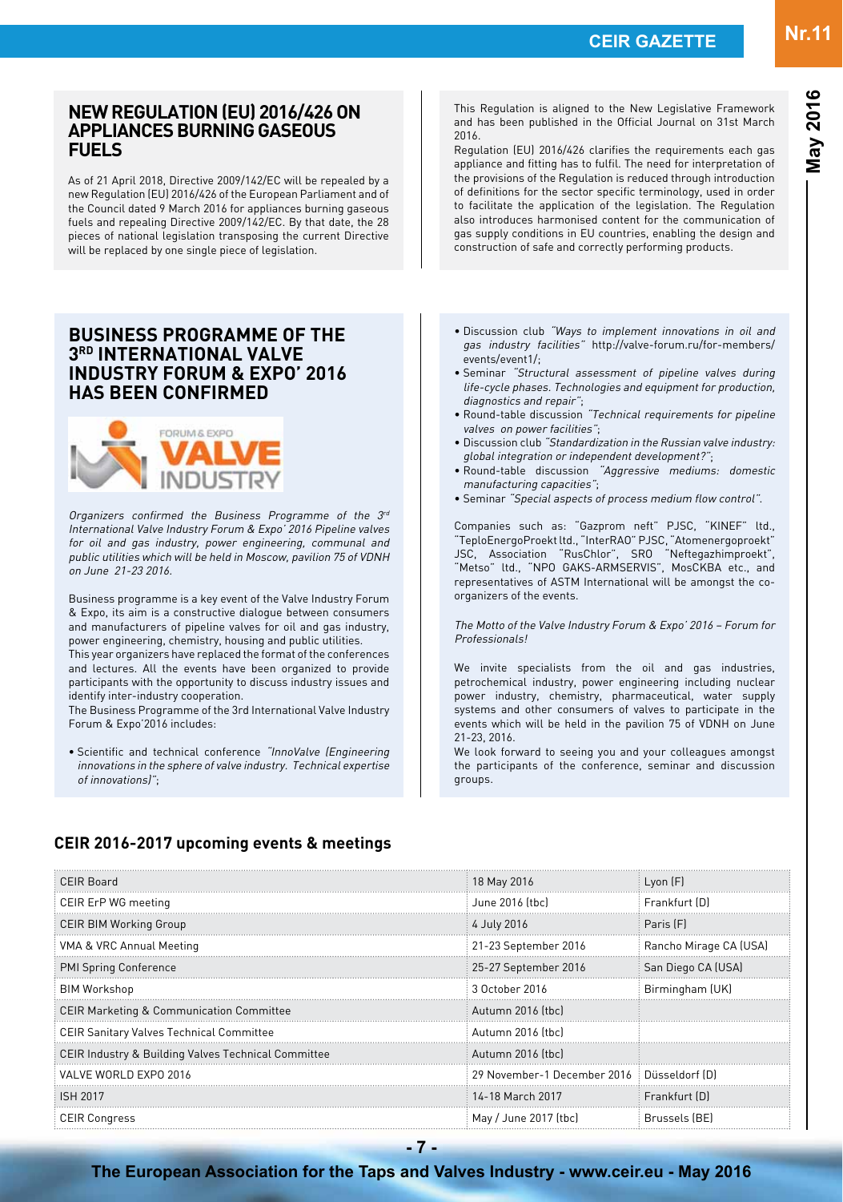## NEW REGULATION (EU) 2016/426 ON APPLIANCES BURNING GASEOUS FUELS

As of 21 April 2018, Directive 2009/142/EC will be repealed by a new Regulation (EU) 2016/426 of the European Parliament and of the Council dated 9 March 2016 for appliances burning gaseous fuels and repealing Directive 2009/142/EC. By that date, the 28 pieces of national legislation transposing the current Directive will be replaced by one single piece of legislation.

This Regulation is aligned to the New Legislative Framework and has been published in the Official Journal on 31st March 2016.

Regulation (EU) 2016/426 clarifies the requirements each gas appliance and fitting has to fulfil. The need for interpretation of the provisions of the Regulation is reduced through introduction of definitions for the sector specific terminology, used in order to facilitate the application of the legislation. The Regulation also introduces harmonised content for the communication of gas supply conditions in EU countries, enabling the design and construction of safe and correctly performing products.

## BUSINESS PROGRAMME OF THE 3RD INTERNATIONAL VALVE INDUSTRY FORUM & EXPO' 2016 HAS BEEN CONFIRMED

*Organizers confirmed the Business Programme of the 3rd International Valve Industry Forum & Expo' 2016 Pipeline valves for oil and gas industry, power engineering, communal and public utilities which will be held in Moscow, pavilion 75 of VDNH on June 21-23 2016.*

Business programme is a key event of the Valve Industry Forum & Expo, its aim is a constructive dialogue between consumers and manufacturers of pipeline valves for oil and gas industry, power engineering, chemistry, housing and public utilities.

This year organizers have replaced the format of the conferences and lectures. All the events have been organized to provide participants with the opportunity to discuss industry issues and identify inter-industry cooperation.

The Business Programme of the 3rd International Valve Industry Forum & Expo'2016 includes:

- Scientific and technical conference *"InnoValve (Engineering innovations in the sphere of valve industry. Technical expertise of innovations)"*;
- Discussion club *"Ways to implement innovations in oil and gas industry facilities"* http://valve-forum.ru/for-members/events/event1/;
- Seminar *"Structural assessment of pipeline valves during life-cycle phases. Technologies and equipment for production, diagnostics and repair"*;
- Round-table discussion *"Technical requirements for pipeline valves on power facilities"*;
- Discussion club *"Standardization in the Russian valve industry: global integration or independent development?"*;
- Round-table discussion *"Aggressive mediums: domestic manufacturing capacities"*;
- Seminar *"Special aspects of process medium flow control"*.

Companies such as: "Gazprom neft" PJSC, "KINEF" ltd., "TeploEnergoProekt ltd., "InterRAO" PJSC, "Atomenergoproekt" JSC, Association "RusChlor", SRO "Neftegazhimproekt", "Metso" ltd., "NPO GAKS-ARMSERVIS", MosCKBA etc., and representatives of ASTM International will be amongst the co-organizers of the events.

*The Motto of the Valve Industry Forum & Expo' 2016 – Forum for Professionals!*

We invite specialists from the oil and gas industries, petrochemical industry, power engineering including nuclear power industry, chemistry, pharmaceutical, water supply systems and other consumers of valves to participate in the events which will be held in the pavilion 75 of VDNH on June 21-23, 2016.

We look forward to seeing you and your colleagues amongst the participants of the conference, seminar and discussion groups.

## CEIR 2016-2017 upcoming events & meetings

| Event | Date | Location |
|---|---|---|
| CEIR Board | 18 May 2016 | Lyon (F) |
| CEIR ErP WG meeting | June 2016 (tbc) | Frankfurt (D) |
| CEIR BIM Working Group | 4 July 2016 | Paris (F) |
| VMA & VRC Annual Meeting | 21-23 September 2016 | Rancho Mirage CA (USA) |
| PMI Spring Conference | 25-27 September 2016 | San Diego CA (USA) |
| BIM Workshop | 3 October 2016 | Birmingham (UK) |
| CEIR Marketing & Communication Committee | Autumn 2016 (tbc) | |
| CEIR Sanitary Valves Technical Committee | Autumn 2016 (tbc) | |
| CEIR Industry & Building Valves Technical Committee | Autumn 2016 (tbc) | |
| VALVE WORLD EXPO 2016 | 29 November-1 December 2016 | Düsseldorf (D) |
| ISH 2017 | 14-18 March 2017 | Frankfurt (D) |
| CEIR Congress | May / June 2017 (tbc) | Brussels (BE) |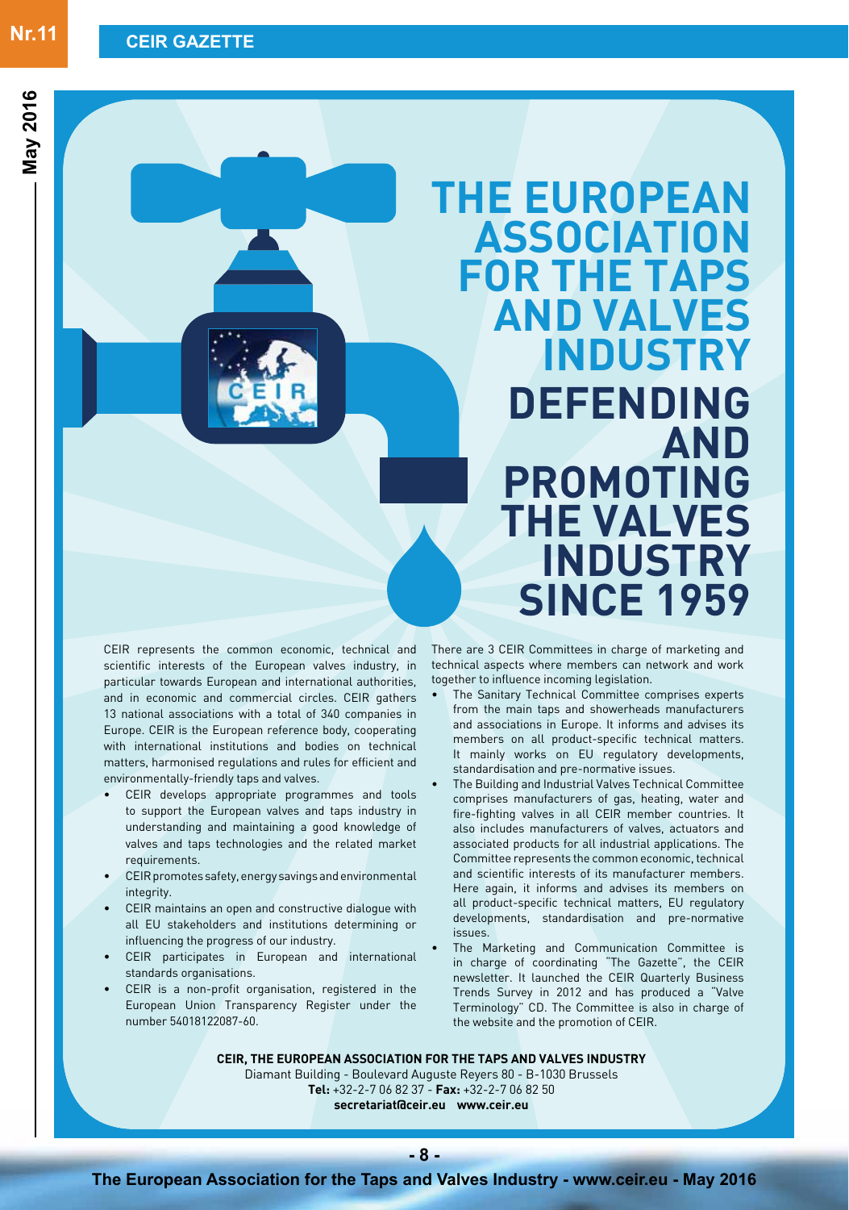# THE EUROPEAN ASSOCIATION FOR THE TAPS AND VALVES INDUSTRY

## DEFENDING AND PROMOTING THE VALVES INDUSTRY SINCE 1959

CEIR represents the common economic, technical and scientific interests of the European valves industry, in particular towards European and international authorities, and in economic and commercial circles. CEIR gathers 13 national associations with a total of 340 companies in Europe. CEIR is the European reference body, cooperating with international institutions and bodies on technical matters, harmonised regulations and rules for efficient and environmentally-friendly taps and valves.

- CEIR develops appropriate programmes and tools to support the European valves and taps industry in understanding and maintaining a good knowledge of valves and taps technologies and the related market requirements.
- CEIR promotes safety, energy savings and environmental integrity.
- CEIR maintains an open and constructive dialogue with all EU stakeholders and institutions determining or influencing the progress of our industry.
- CEIR participates in European and international standards organisations.
- CEIR is a non-profit organisation, registered in the European Union Transparency Register under the number 54018122087-60.

There are 3 CEIR Committees in charge of marketing and technical aspects where members can network and work together to influence incoming legislation.

- The Sanitary Technical Committee comprises experts from the main taps and showerheads manufacturers and associations in Europe. It informs and advises its members on all product-specific technical matters. It mainly works on EU regulatory developments, standardisation and pre-normative issues.
- The Building and Industrial Valves Technical Committee comprises manufacturers of gas, heating, water and fire-fighting valves in all CEIR member countries. It also includes manufacturers of valves, actuators and associated products for all industrial applications. The Committee represents the common economic, technical and scientific interests of its manufacturer members. Here again, it informs and advises its members on all product-specific technical matters, EU regulatory developments, standardisation and pre-normative issues.
- The Marketing and Communication Committee is in charge of coordinating "The Gazette", the CEIR newsletter. It launched the CEIR Quarterly Business Trends Survey in 2012 and has produced a "Valve Terminology" CD. The Committee is also in charge of the website and the promotion of CEIR.

**CEIR, THE EUROPEAN ASSOCIATION FOR THE TAPS AND VALVES INDUSTRY**
Diamant Building - Boulevard Auguste Reyers 80 - B-1030 Brussels
**Tel:** +32-2-7 06 82 37 - **Fax:** +32-2-7 06 82 50
**secretariat@ceir.eu www.ceir.eu**